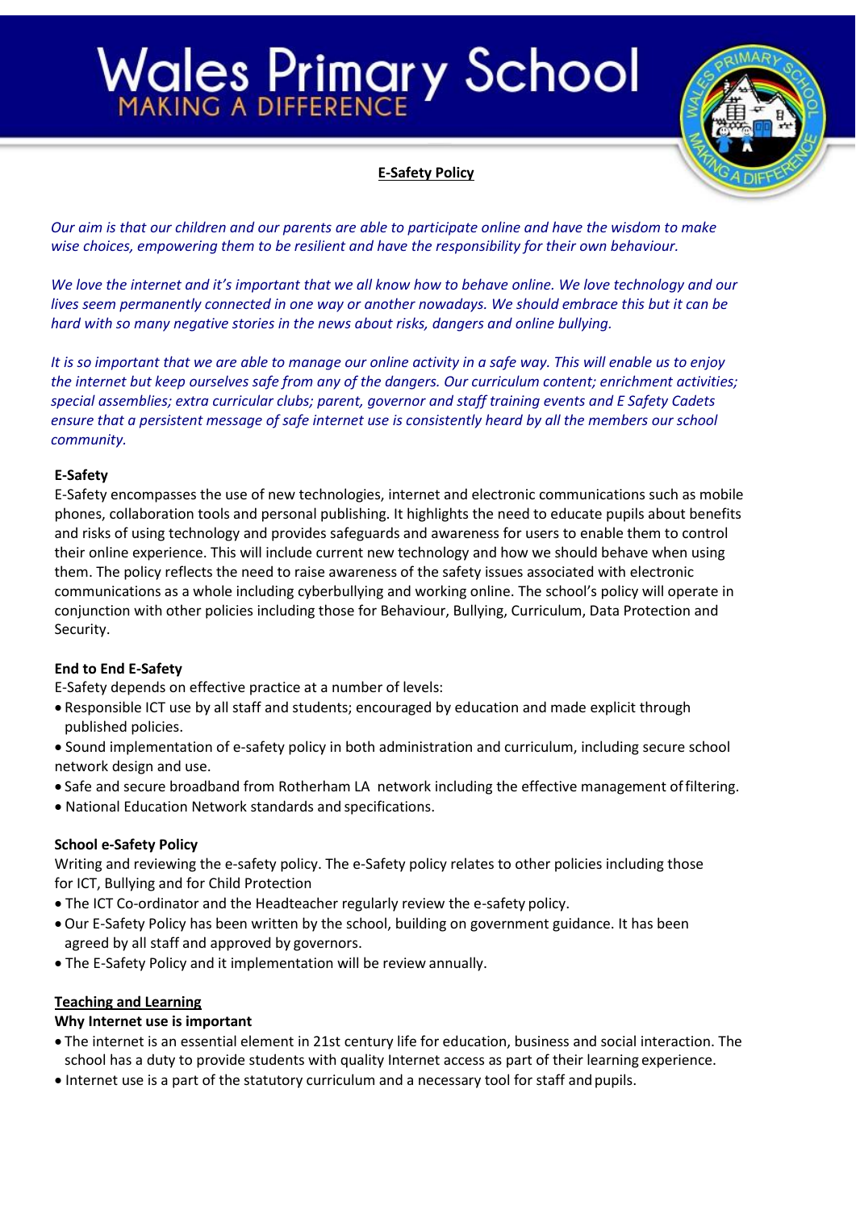# Wales Primary School

MAKING A DIFFERENCE

## E-Safety Policy

*Our aim is that our children and our parents are able to participate online and have the wisdom to make wise choices, empowering them to be resilient and have the responsibility for their own behaviour.*

*We love the internet and it's important that we all know how to behave online. We love technology and our lives seem permanently connected in one way or another nowadays. We should embrace this but it can be hard with so many negative stories in the news about risks, dangers and online bullying.*

*It is so important that we are able to manage our online activity in a safe way. This will enable us to enjoy the internet but keep ourselves safe from any of the dangers. Our curriculum content; enrichment activities; special assemblies; extra curricular clubs; parent, governor and staff training events and E Safety Cadets ensure that a persistent message of safe internet use is consistently heard by all the members our school community.*

**E-Safety**

E-Safety encompasses the use of new technologies, internet and electronic communications such as mobile phones, collaboration tools and personal publishing. It highlights the need to educate pupils about benefits and risks of using technology and provides safeguards and awareness for users to enable them to control their online experience. This will include current new technology and how we should behave when using them. The policy reflects the need to raise awareness of the safety issues associated with electronic communications as a whole including cyberbullying and working online. The school's policy will operate in conjunction with other policies including those for Behaviour, Bullying, Curriculum, Data Protection and Security.

**End to End E-Safety**

E-Safety depends on effective practice at a number of levels:

- Responsible ICT use by all staff and students; encouraged by education and made explicit through published policies.
- Sound implementation of e-safety policy in both administration and curriculum, including secure school network design and use.
- Safe and secure broadband from Rotherham LA network including the effective management of filtering.
- National Education Network standards and specifications.

**School e-Safety Policy**

Writing and reviewing the e-safety policy. The e-Safety policy relates to other policies including those for ICT, Bullying and for Child Protection

- The ICT Co-ordinator and the Headteacher regularly review the e-safety policy.
- Our E-Safety Policy has been written by the school, building on government guidance. It has been agreed by all staff and approved by governors.
- The E-Safety Policy and it implementation will be review annually.

**<u>Teaching and Learning</u>**

**Why Internet use is important**

- The internet is an essential element in 21st century life for education, business and social interaction. The school has a duty to provide students with quality Internet access as part of their learning experience.
- Internet use is a part of the statutory curriculum and a necessary tool for staff and pupils.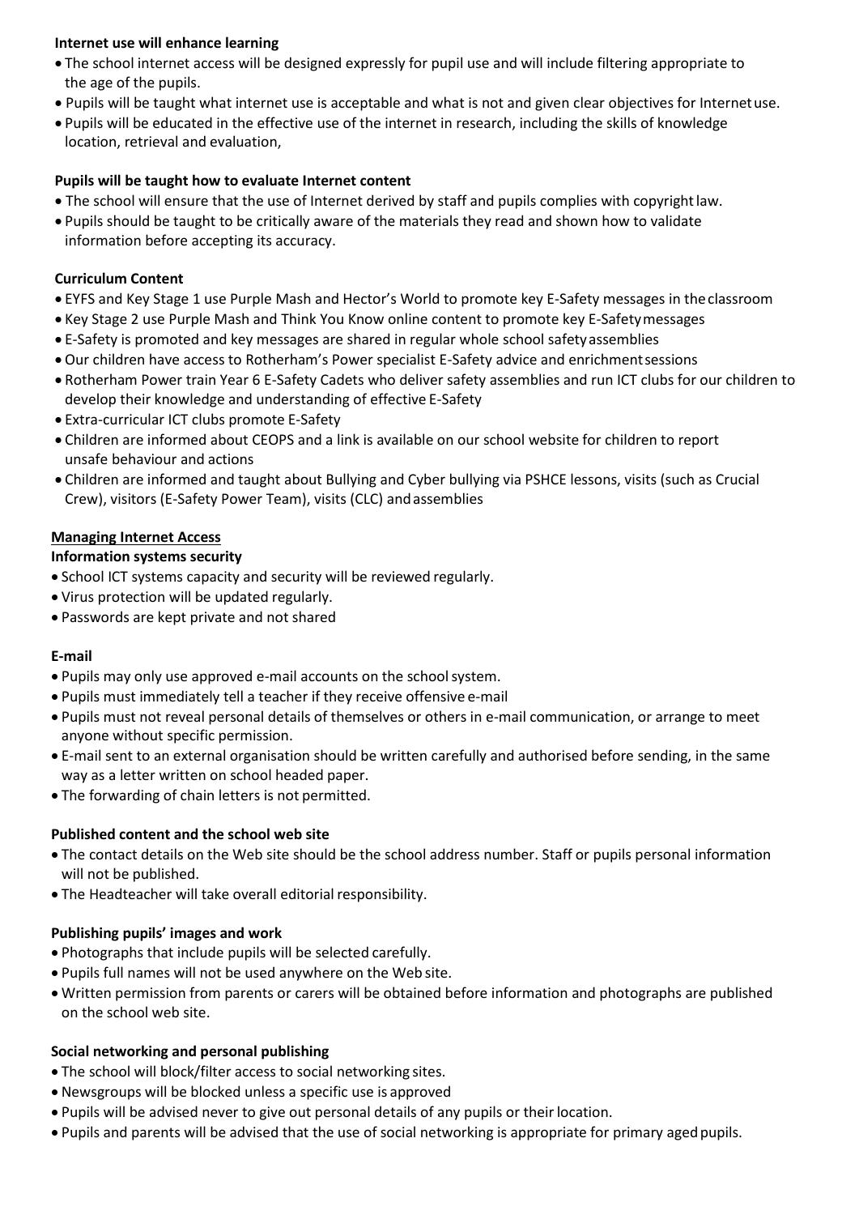**Internet use will enhance learning**

- The school internet access will be designed expressly for pupil use and will include filtering appropriate to the age of the pupils.
- Pupils will be taught what internet use is acceptable and what is not and given clear objectives for Internet use.
- Pupils will be educated in the effective use of the internet in research, including the skills of knowledge location, retrieval and evaluation,

**Pupils will be taught how to evaluate Internet content**

- The school will ensure that the use of Internet derived by staff and pupils complies with copyright law.
- Pupils should be taught to be critically aware of the materials they read and shown how to validate information before accepting its accuracy.

**Curriculum Content**

- EYFS and Key Stage 1 use Purple Mash and Hector's World to promote key E-Safety messages in the classroom
- Key Stage 2 use Purple Mash and Think You Know online content to promote key E-Safety messages
- E-Safety is promoted and key messages are shared in regular whole school safety assemblies
- Our children have access to Rotherham's Power specialist E-Safety advice and enrichment sessions
- Rotherham Power train Year 6 E-Safety Cadets who deliver safety assemblies and run ICT clubs for our children to develop their knowledge and understanding of effective E-Safety
- Extra-curricular ICT clubs promote E-Safety
- Children are informed about CEOPS and a link is available on our school website for children to report unsafe behaviour and actions
- Children are informed and taught about Bullying and Cyber bullying via PSHCE lessons, visits (such as Crucial Crew), visitors (E-Safety Power Team), visits (CLC) and assemblies

**Managing Internet Access**

**Information systems security**

- School ICT systems capacity and security will be reviewed regularly.
- Virus protection will be updated regularly.
- Passwords are kept private and not shared

**E-mail**

- Pupils may only use approved e-mail accounts on the school system.
- Pupils must immediately tell a teacher if they receive offensive e-mail
- Pupils must not reveal personal details of themselves or others in e-mail communication, or arrange to meet anyone without specific permission.
- E-mail sent to an external organisation should be written carefully and authorised before sending, in the same way as a letter written on school headed paper.
- The forwarding of chain letters is not permitted.

**Published content and the school web site**

- The contact details on the Web site should be the school address number. Staff or pupils personal information will not be published.
- The Headteacher will take overall editorial responsibility.

**Publishing pupils' images and work**

- Photographs that include pupils will be selected carefully.
- Pupils full names will not be used anywhere on the Web site.
- Written permission from parents or carers will be obtained before information and photographs are published on the school web site.

**Social networking and personal publishing**

- The school will block/filter access to social networking sites.
- Newsgroups will be blocked unless a specific use is approved
- Pupils will be advised never to give out personal details of any pupils or their location.
- Pupils and parents will be advised that the use of social networking is appropriate for primary aged pupils.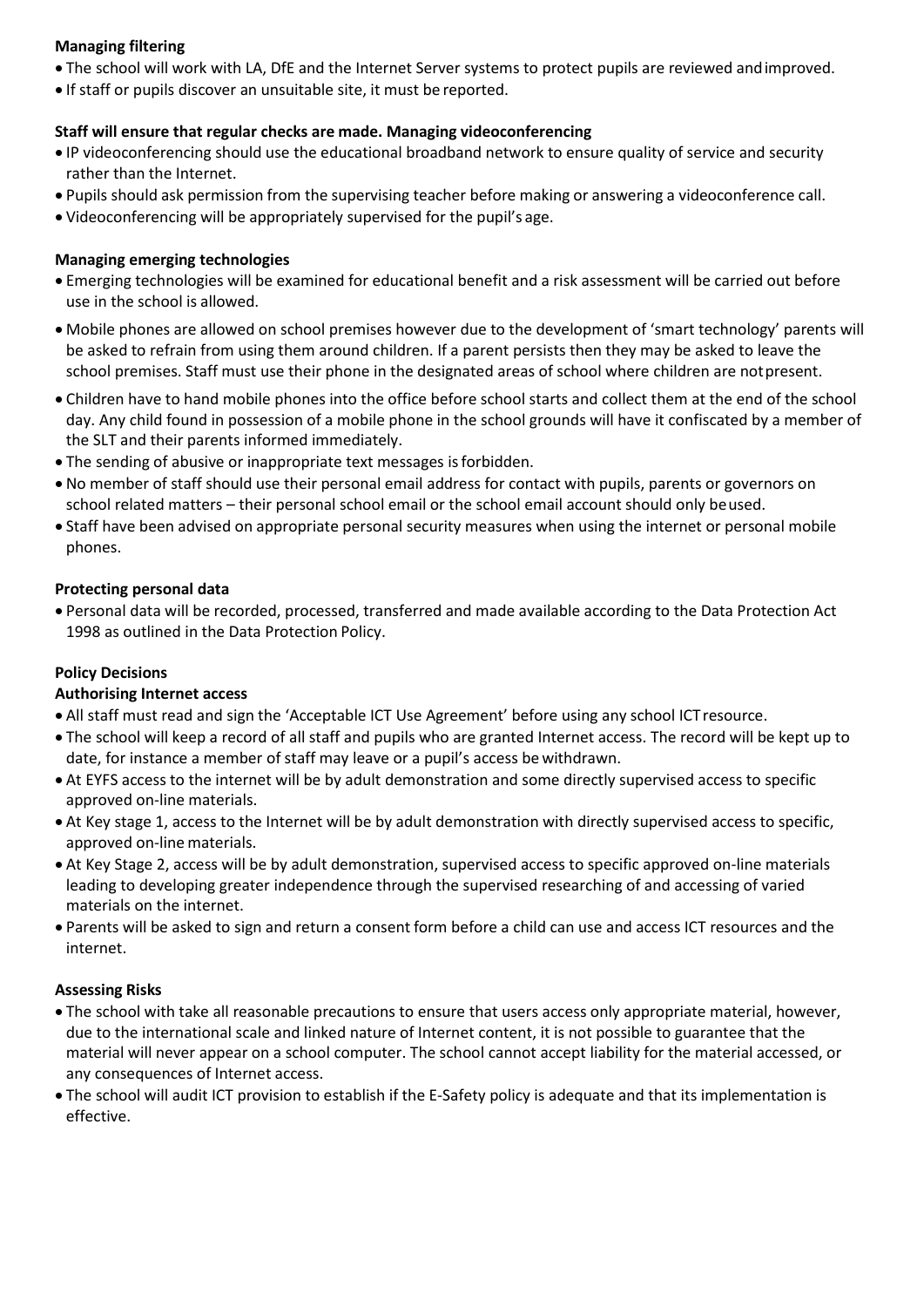**Managing filtering**

- The school will work with LA, DfE and the Internet Server systems to protect pupils are reviewed and improved.
- If staff or pupils discover an unsuitable site, it must be reported.

**Staff will ensure that regular checks are made. Managing videoconferencing**

- IP videoconferencing should use the educational broadband network to ensure quality of service and security rather than the Internet.
- Pupils should ask permission from the supervising teacher before making or answering a videoconference call.
- Videoconferencing will be appropriately supervised for the pupil's age.

**Managing emerging technologies**

- Emerging technologies will be examined for educational benefit and a risk assessment will be carried out before use in the school is allowed.
- Mobile phones are allowed on school premises however due to the development of 'smart technology' parents will be asked to refrain from using them around children. If a parent persists then they may be asked to leave the school premises. Staff must use their phone in the designated areas of school where children are not present.
- Children have to hand mobile phones into the office before school starts and collect them at the end of the school day. Any child found in possession of a mobile phone in the school grounds will have it confiscated by a member of the SLT and their parents informed immediately.
- The sending of abusive or inappropriate text messages is forbidden.
- No member of staff should use their personal email address for contact with pupils, parents or governors on school related matters – their personal school email or the school email account should only be used.
- Staff have been advised on appropriate personal security measures when using the internet or personal mobile phones.

**Protecting personal data**

- Personal data will be recorded, processed, transferred and made available according to the Data Protection Act 1998 as outlined in the Data Protection Policy.

**Policy Decisions**

**Authorising Internet access**

- All staff must read and sign the 'Acceptable ICT Use Agreement' before using any school ICT resource.
- The school will keep a record of all staff and pupils who are granted Internet access. The record will be kept up to date, for instance a member of staff may leave or a pupil's access be withdrawn.
- At EYFS access to the internet will be by adult demonstration and some directly supervised access to specific approved on-line materials.
- At Key stage 1, access to the Internet will be by adult demonstration with directly supervised access to specific, approved on-line materials.
- At Key Stage 2, access will be by adult demonstration, supervised access to specific approved on-line materials leading to developing greater independence through the supervised researching of and accessing of varied materials on the internet.
- Parents will be asked to sign and return a consent form before a child can use and access ICT resources and the internet.

**Assessing Risks**

- The school with take all reasonable precautions to ensure that users access only appropriate material, however, due to the international scale and linked nature of Internet content, it is not possible to guarantee that the material will never appear on a school computer. The school cannot accept liability for the material accessed, or any consequences of Internet access.
- The school will audit ICT provision to establish if the E-Safety policy is adequate and that its implementation is effective.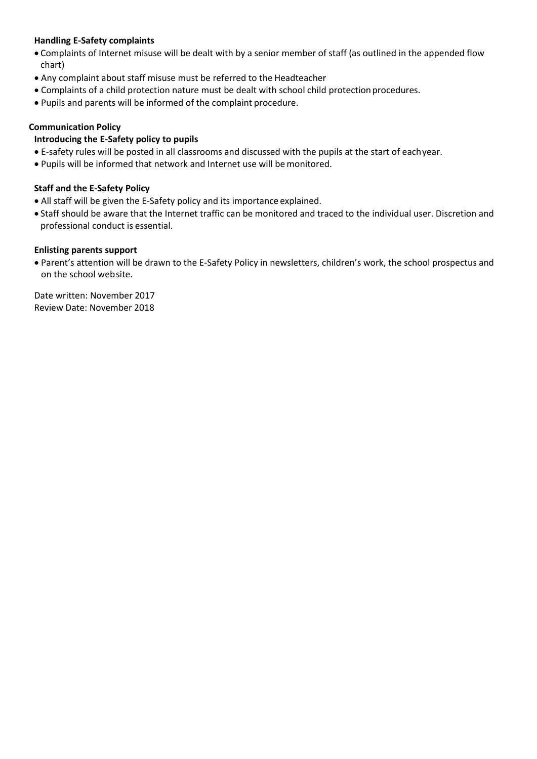### Handling E-Safety complaints

- Complaints of Internet misuse will be dealt with by a senior member of staff (as outlined in the appended flow chart)
- Any complaint about staff misuse must be referred to the Headteacher
- Complaints of a child protection nature must be dealt with school child protection procedures.
- Pupils and parents will be informed of the complaint procedure.

## Communication Policy

### Introducing the E-Safety policy to pupils

- E-safety rules will be posted in all classrooms and discussed with the pupils at the start of each year.
- Pupils will be informed that network and Internet use will be monitored.

### Staff and the E-Safety Policy

- All staff will be given the E-Safety policy and its importance explained.
- Staff should be aware that the Internet traffic can be monitored and traced to the individual user. Discretion and professional conduct is essential.

### Enlisting parents support

- Parent's attention will be drawn to the E-Safety Policy in newsletters, children's work, the school prospectus and on the school website.

Date written: November 2017
Review Date: November 2018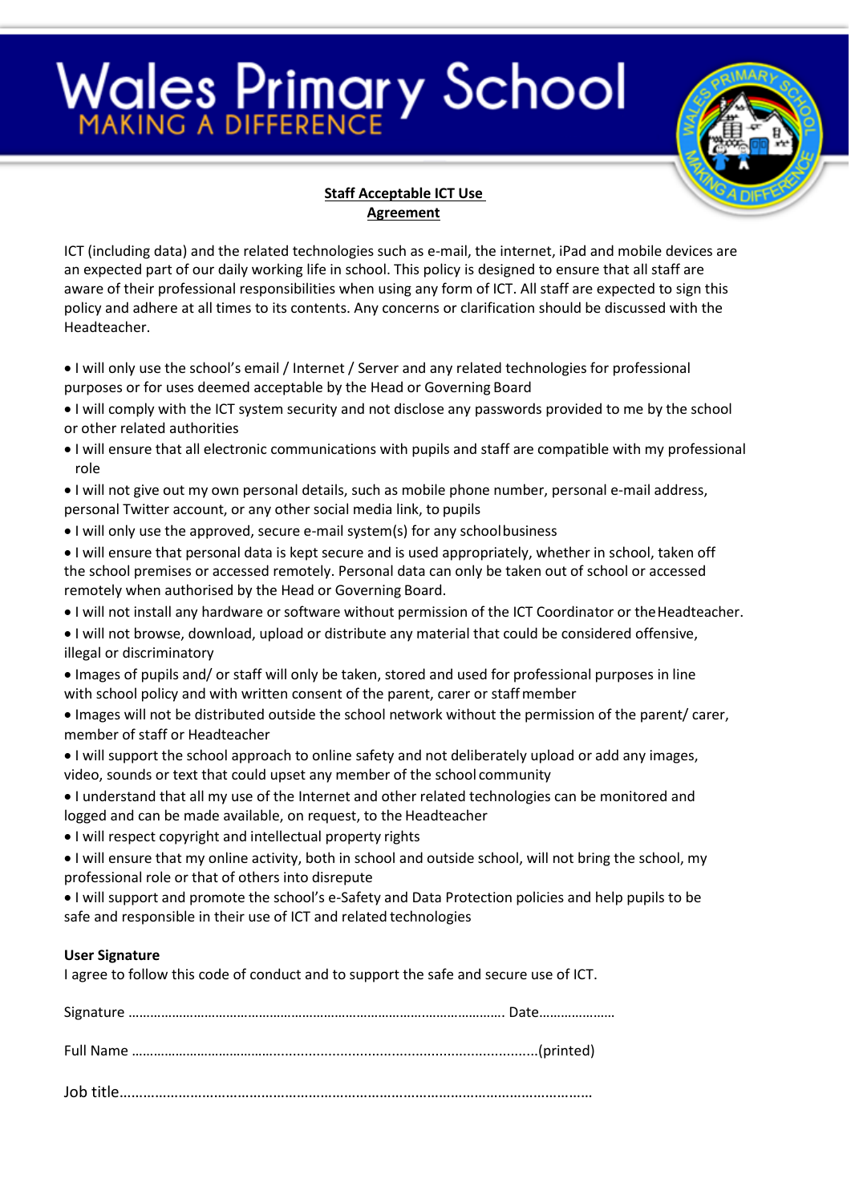# Wales Primary School

MAKING A DIFFERENCE

## Staff Acceptable ICT Use Agreement

ICT (including data) and the related technologies such as e-mail, the internet, iPad and mobile devices are an expected part of our daily working life in school. This policy is designed to ensure that all staff are aware of their professional responsibilities when using any form of ICT. All staff are expected to sign this policy and adhere at all times to its contents. Any concerns or clarification should be discussed with the Headteacher.

- I will only use the school's email / Internet / Server and any related technologies for professional purposes or for uses deemed acceptable by the Head or Governing Board
- I will comply with the ICT system security and not disclose any passwords provided to me by the school or other related authorities
- I will ensure that all electronic communications with pupils and staff are compatible with my professional role
- I will not give out my own personal details, such as mobile phone number, personal e-mail address, personal Twitter account, or any other social media link, to pupils
- I will only use the approved, secure e-mail system(s) for any school business
- I will ensure that personal data is kept secure and is used appropriately, whether in school, taken off the school premises or accessed remotely. Personal data can only be taken out of school or accessed remotely when authorised by the Head or Governing Board.
- I will not install any hardware or software without permission of the ICT Coordinator or the Headteacher.
- I will not browse, download, upload or distribute any material that could be considered offensive, illegal or discriminatory
- Images of pupils and/ or staff will only be taken, stored and used for professional purposes in line with school policy and with written consent of the parent, carer or staff member
- Images will not be distributed outside the school network without the permission of the parent/ carer, member of staff or Headteacher
- I will support the school approach to online safety and not deliberately upload or add any images, video, sounds or text that could upset any member of the school community
- I understand that all my use of the Internet and other related technologies can be monitored and logged and can be made available, on request, to the Headteacher
- I will respect copyright and intellectual property rights
- I will ensure that my online activity, both in school and outside school, will not bring the school, my professional role or that of others into disrepute
- I will support and promote the school's e-Safety and Data Protection policies and help pupils to be safe and responsible in their use of ICT and related technologies

**User Signature**

I agree to follow this code of conduct and to support the safe and secure use of ICT.

Signature …………………………………………………………………………………………. Date…………………

Full Name ……………………………………………………………………………………………(printed)

Job title……………………………………………………………………………………………………………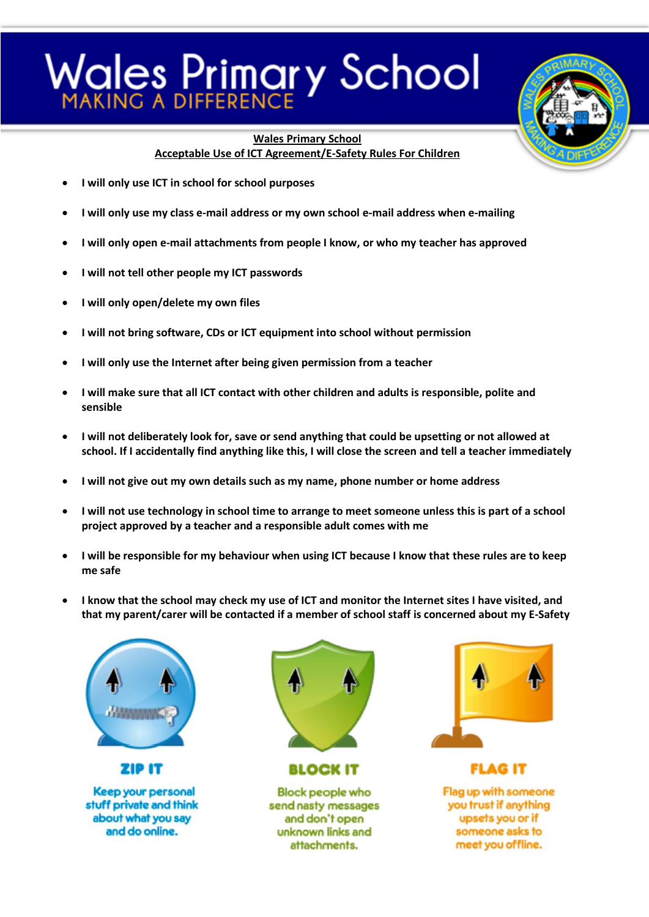# Wales Primary School

MAKING A DIFFERENCE

## Wales Primary School
## Acceptable Use of ICT Agreement/E-Safety Rules For Children

- **I will only use ICT in school for school purposes**
- **I will only use my class e-mail address or my own school e-mail address when e-mailing**
- **I will only open e-mail attachments from people I know, or who my teacher has approved**
- **I will not tell other people my ICT passwords**
- **I will only open/delete my own files**
- **I will not bring software, CDs or ICT equipment into school without permission**
- **I will only use the Internet after being given permission from a teacher**
- **I will make sure that all ICT contact with other children and adults is responsible, polite and sensible**
- **I will not deliberately look for, save or send anything that could be upsetting or not allowed at school. If I accidentally find anything like this, I will close the screen and tell a teacher immediately**
- **I will not give out my own details such as my name, phone number or home address**
- **I will not use technology in school time to arrange to meet someone unless this is part of a school project approved by a teacher and a responsible adult comes with me**
- **I will be responsible for my behaviour when using ICT because I know that these rules are to keep me safe**
- **I know that the school may check my use of ICT and monitor the Internet sites I have visited, and that my parent/carer will be contacted if a member of school staff is concerned about my E-Safety**

**ZIP IT**

Keep your personal stuff private and think about what you say and do online.

**BLOCK IT**

Block people who send nasty messages and don't open unknown links and attachments.

**FLAG IT**

Flag up with someone you trust if anything upsets you or if someone asks to meet you offline.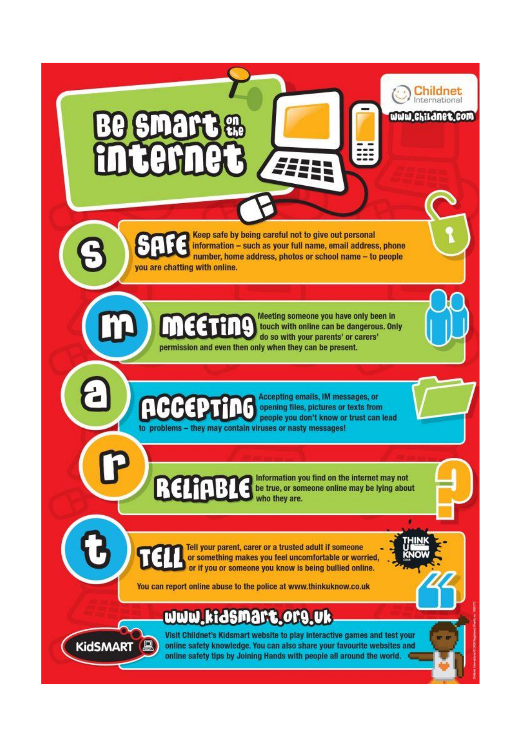Childnet International
www.childnet.com

# Be Smart on the internet

## S — SAFE

Keep safe by being careful not to give out personal information – such as your full name, email address, phone number, home address, photos or school name – to people you are chatting with online.

## M — MEETING

Meeting someone you have only been in touch with online can be dangerous. Only do so with your parents' or carers' permission and even then only when they can be present.

## A — ACCEPTING

Accepting emails, IM messages, or opening files, pictures or texts from people you don't know or trust can lead to problems – they may contain viruses or nasty messages!

## R — RELIABLE

Information you find on the internet may not be true, or someone online may be lying about who they are.

## T — TELL

Tell your parent, carer or a trusted adult if someone or something makes you feel uncomfortable or worried, or if you or someone you know is being bullied online.

You can report online abuse to the police at www.thinkuknow.co.uk

THINK U KNOW

## www.kidsmart.org.uk

KidSMART

Visit Childnet's Kidsmart website to play interactive games and test your online safety knowledge. You can also share your favourite websites and online safety tips by Joining Hands with people all around the world.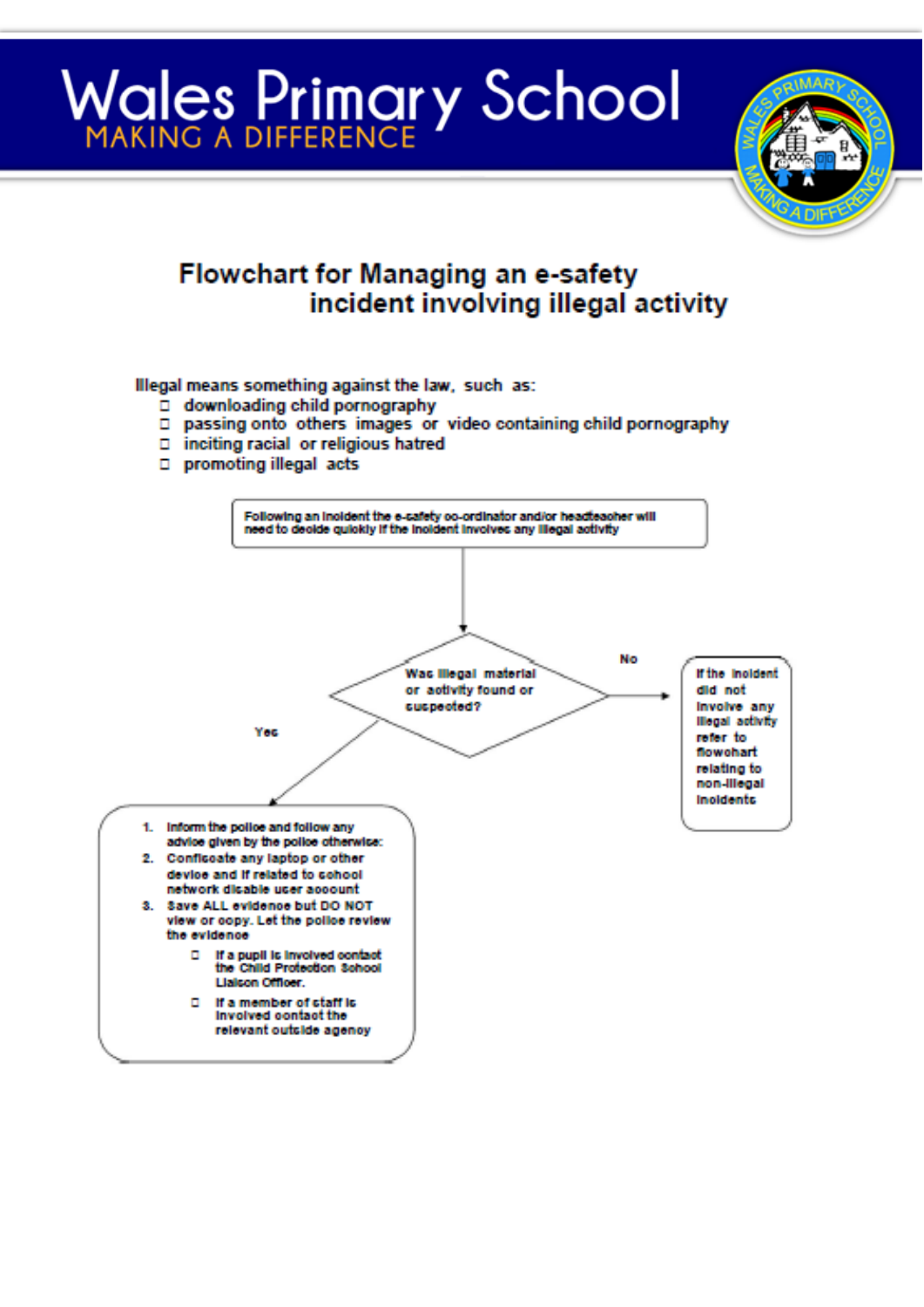# Wales Primary School

MAKING A DIFFERENCE

## Flowchart for Managing an e-safety incident involving illegal activity

Illegal means something against the law, such as:

- downloading child pornography
- passing onto others images or video containing child pornography
- inciting racial or religious hatred
- promoting illegal acts

Following an incident the e-safety co-ordinator and/or headteacher will need to decide quickly if the incident involves any illegal activity

**Was illegal material or activity found or suspected?**

**No:** If the incident did not involve any illegal activity refer to flowchart relating to non-illegal incidents

**Yes:**

1. Inform the police and follow any advice given by the police otherwise:
2. Confiscate any laptop or other device and if related to school network disable user account
3. Save ALL evidence but DO NOT view or copy. Let the police review the evidence
   - If a pupil is involved contact the Child Protection School Liaison Officer.
   - If a member of staff is involved contact the relevant outside agency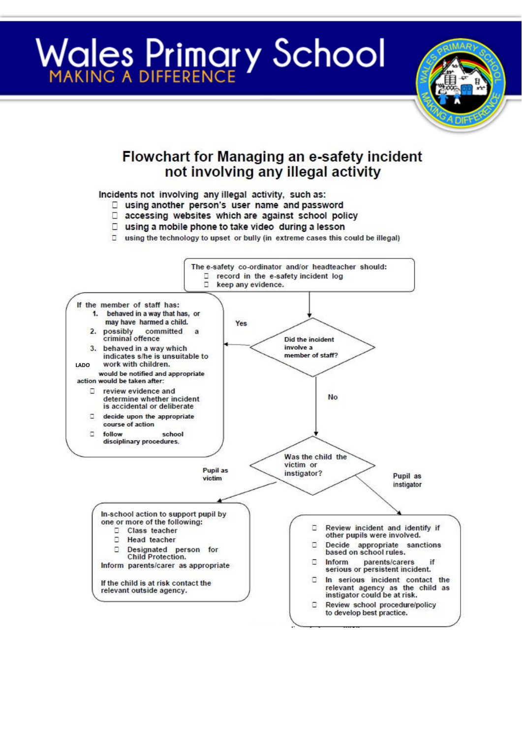# Flowchart for Managing an e-safety incident not involving any illegal activity

Incidents not involving any illegal activity, such as:

- using another person's user name and password
- accessing websites which are against school policy
- using a mobile phone to take video during a lesson
- using the technology to upset or bully (in extreme cases this could be illegal)

The e-safety co-ordinator and/or headteacher should:

- record in the e-safety incident log
- keep any evidence.

**Did the incident involve a member of staff?**

**Yes**

If the member of staff has:

1. behaved in a way that has, or may have harmed a child.
2. possibly committed a criminal offence
3. behaved in a way which indicates s/he is unsuitable to work with children.

LADO would be notified and appropriate action would be taken after:

- review evidence and determine whether incident is accidental or deliberate
- decide upon the appropriate course of action
- follow school disciplinary procedures.

**No**

**Was the child the victim or instigator?**

**Pupil as victim**

In-school action to support pupil by one or more of the following:

- Class teacher
- Head teacher
- Designated person for Child Protection.

Inform parents/carer as appropriate

If the child is at risk contact the relevant outside agency.

**Pupil as instigator**

- Review incident and identify if other pupils were involved.
- Decide appropriate sanctions based on school rules.
- Inform parents/carers if serious or persistent incident.
- In serious incident contact the relevant agency as the child as instigator could be at risk.
- Review school procedure/policy to develop best practice.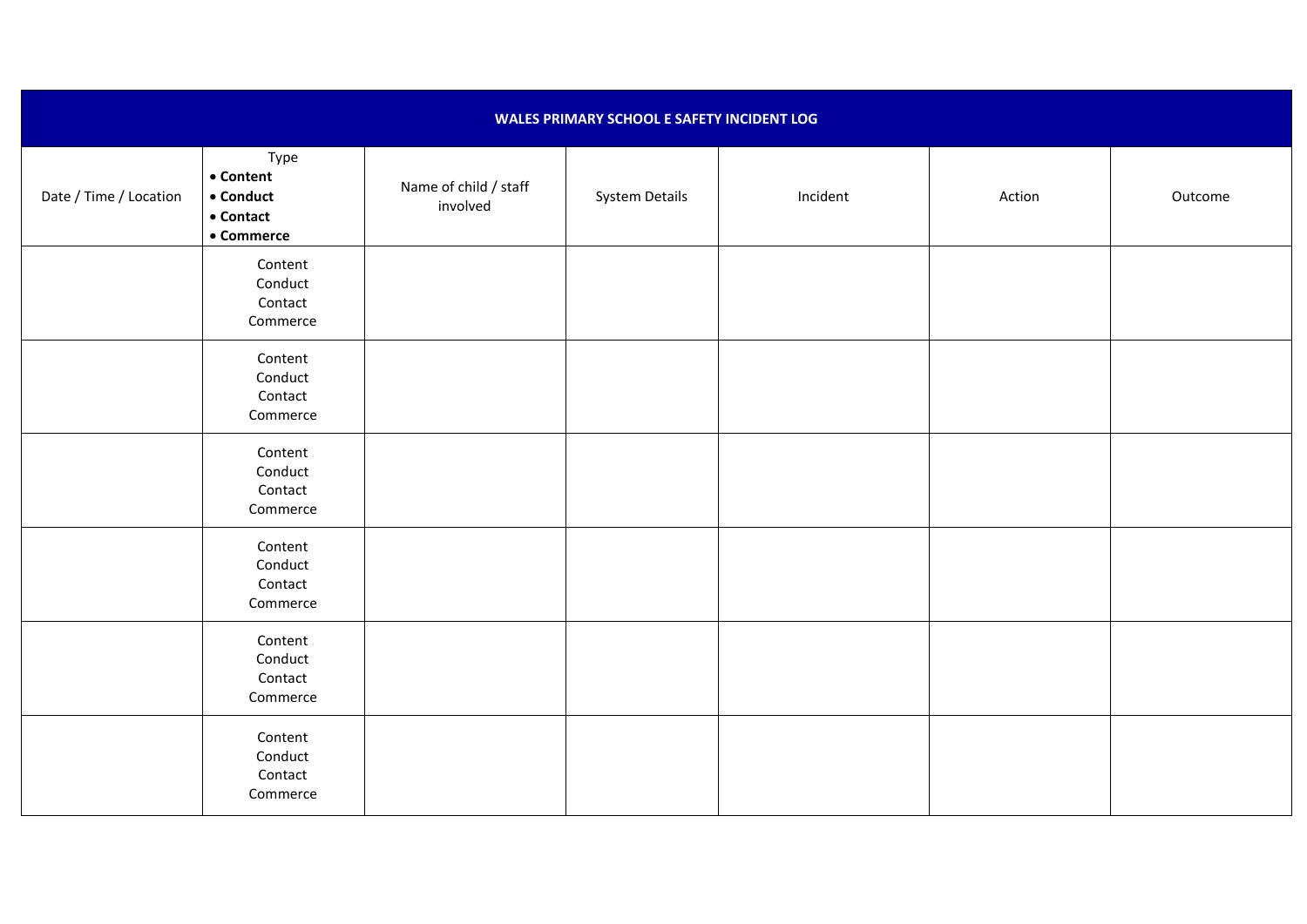| WALES PRIMARY SCHOOL E SAFETY INCIDENT LOG | | | | | | |
|---|---|---|---|---|---|---|
| Date / Time / Location | Type<br>• **Content**<br>• **Conduct**<br>• **Contact**<br>• **Commerce** | Name of child / staff involved | System Details | Incident | Action | Outcome |
| | Content<br>Conduct<br>Contact<br>Commerce | | | | | |
| | Content<br>Conduct<br>Contact<br>Commerce | | | | | |
| | Content<br>Conduct<br>Contact<br>Commerce | | | | | |
| | Content<br>Conduct<br>Contact<br>Commerce | | | | | |
| | Content<br>Conduct<br>Contact<br>Commerce | | | | | |
| | Content<br>Conduct<br>Contact<br>Commerce | | | | | |